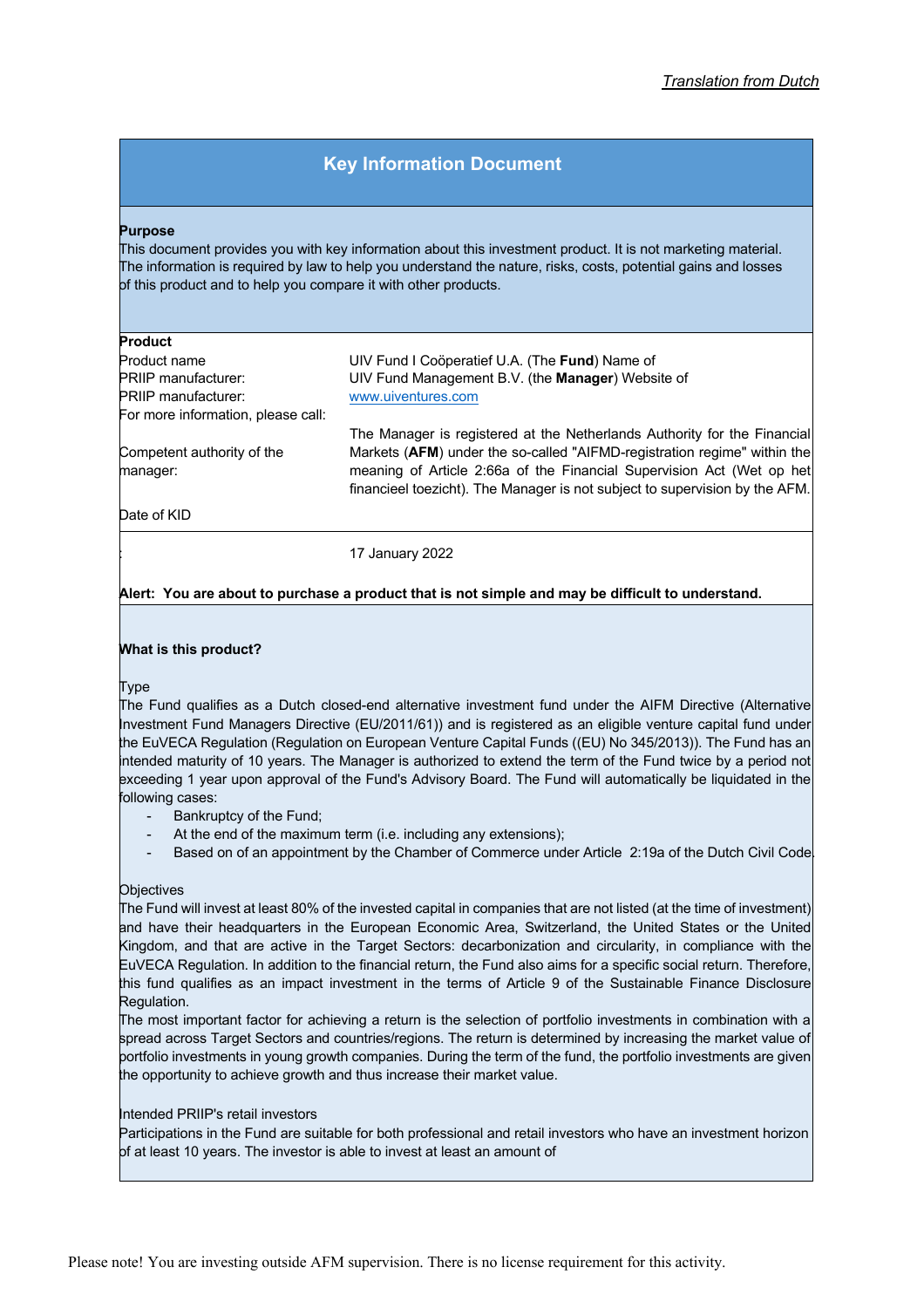*Translation from Dutch*

# Key Information Document

**Purpose**

This document provides you with key information about this investment product. It is not marketing material. The information is required by law to help you understand the nature, risks, costs, potential gains and losses of this product and to help you compare it with other products.

**Product**

| | |
|---|---|
| Product name | UIV Fund I Coöperatief U.A. (The **Fund**) Name of |
| PRIIP manufacturer: | UIV Fund Management B.V. (the **Manager**) Website of |
| PRIIP manufacturer: | www.uiventures.com |
| For more information, please call: | |
| Competent authority of the manager: | The Manager is registered at the Netherlands Authority for the Financial Markets (**AFM**) under the so-called "AIFMD-registration regime" within the meaning of Article 2:66a of the Financial Supervision Act (Wet op het financieel toezicht). The Manager is not subject to supervision by the AFM. |
| Date of KID | |
| : | 17 January 2022 |

**Alert: You are about to purchase a product that is not simple and may be difficult to understand.**

**What is this product?**

Type

The Fund qualifies as a Dutch closed-end alternative investment fund under the AIFM Directive (Alternative Investment Fund Managers Directive (EU/2011/61)) and is registered as an eligible venture capital fund under the EuVECA Regulation (Regulation on European Venture Capital Funds ((EU) No 345/2013)). The Fund has an intended maturity of 10 years. The Manager is authorized to extend the term of the Fund twice by a period not exceeding 1 year upon approval of the Fund's Advisory Board. The Fund will automatically be liquidated in the following cases:

- Bankruptcy of the Fund;
- At the end of the maximum term (i.e. including any extensions);
- Based on of an appointment by the Chamber of Commerce under Article 2:19a of the Dutch Civil Code.

Objectives

The Fund will invest at least 80% of the invested capital in companies that are not listed (at the time of investment) and have their headquarters in the European Economic Area, Switzerland, the United States or the United Kingdom, and that are active in the Target Sectors: decarbonization and circularity, in compliance with the EuVECA Regulation. In addition to the financial return, the Fund also aims for a specific social return. Therefore, this fund qualifies as an impact investment in the terms of Article 9 of the Sustainable Finance Disclosure Regulation.

The most important factor for achieving a return is the selection of portfolio investments in combination with a spread across Target Sectors and countries/regions. The return is determined by increasing the market value of portfolio investments in young growth companies. During the term of the fund, the portfolio investments are given the opportunity to achieve growth and thus increase their market value.

Intended PRIIP's retail investors

Participations in the Fund are suitable for both professional and retail investors who have an investment horizon of at least 10 years. The investor is able to invest at least an amount of

Please note! You are investing outside AFM supervision. There is no license requirement for this activity.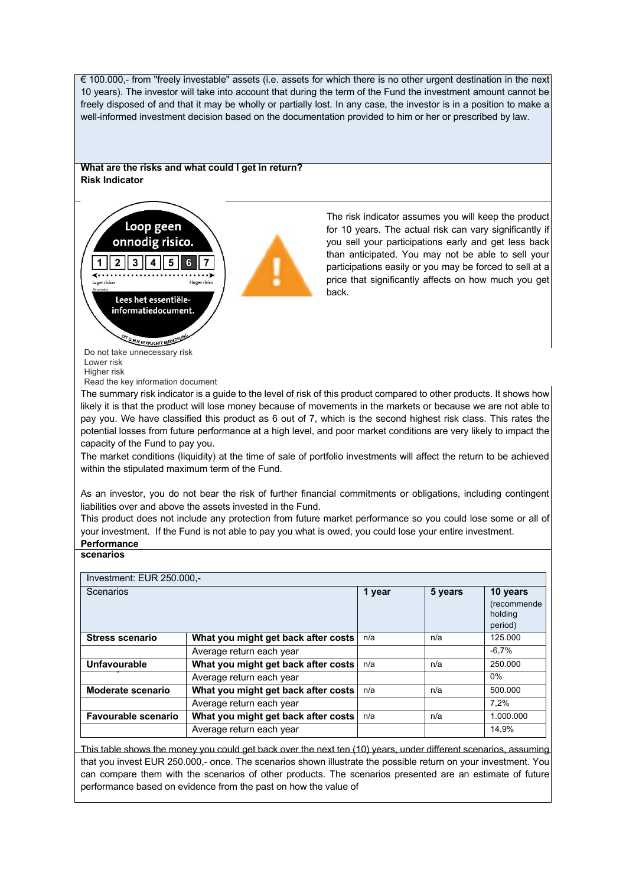€ 100.000,- from "freely investable" assets (i.e. assets for which there is no other urgent destination in the next 10 years). The investor will take into account that during the term of the Fund the investment amount cannot be freely disposed of and that it may be wholly or partially lost. In any case, the investor is in a position to make a well-informed investment decision based on the documentation provided to him or her or prescribed by law.

**What are the risks and what could I get in return?**
**Risk Indicator**

Loop geen onnodig risico.

1 2 3 4 5 6 7

Lager risico — Hoger risico

Lees het essentiële-informatiedocument.

DIT IS EEN VERPLICHTE MEDEDELING

The risk indicator assumes you will keep the product for 10 years. The actual risk can vary significantly if you sell your participations early and get less back than anticipated. You may not be able to sell your participations easily or you may be forced to sell at a price that significantly affects on how much you get back.

Do not take unnecessary risk
Lower risk
Higher risk
Read the key information document

The summary risk indicator is a guide to the level of risk of this product compared to other products. It shows how likely it is that the product will lose money because of movements in the markets or because we are not able to pay you. We have classified this product as 6 out of 7, which is the second highest risk class. This rates the potential losses from future performance at a high level, and poor market conditions are very likely to impact the capacity of the Fund to pay you.

The market conditions (liquidity) at the time of sale of portfolio investments will affect the return to be achieved within the stipulated maximum term of the Fund.

As an investor, you do not bear the risk of further financial commitments or obligations, including contingent liabilities over and above the assets invested in the Fund.

This product does not include any protection from future market performance so you could lose some or all of your investment. If the Fund is not able to pay you what is owed, you could lose your entire investment.

**Performance scenarios**

| Investment: EUR 250.000,- | | | | |
|---|---|---|---|---|
| Scenarios | | **1 year** | **5 years** | **10 years** (recommende holding period) |
| **Stress scenario** | **What you might get back after costs** | n/a | n/a | 125.000 |
| | Average return each year | | | -6,7% |
| **Unfavourable** | **What you might get back after costs** | n/a | n/a | 250.000 |
| | Average return each year | | | 0% |
| **Moderate scenario** | **What you might get back after costs** | n/a | n/a | 500.000 |
| | Average return each year | | | 7,2% |
| **Favourable scenario** | **What you might get back after costs** | n/a | n/a | 1.000.000 |
| | Average return each year | | | 14,9% |

This table shows the money you could get back over the next ten (10) years, under different scenarios, assuming that you invest EUR 250.000,- once. The scenarios shown illustrate the possible return on your investment. You can compare them with the scenarios of other products. The scenarios presented are an estimate of future performance based on evidence from the past on how the value of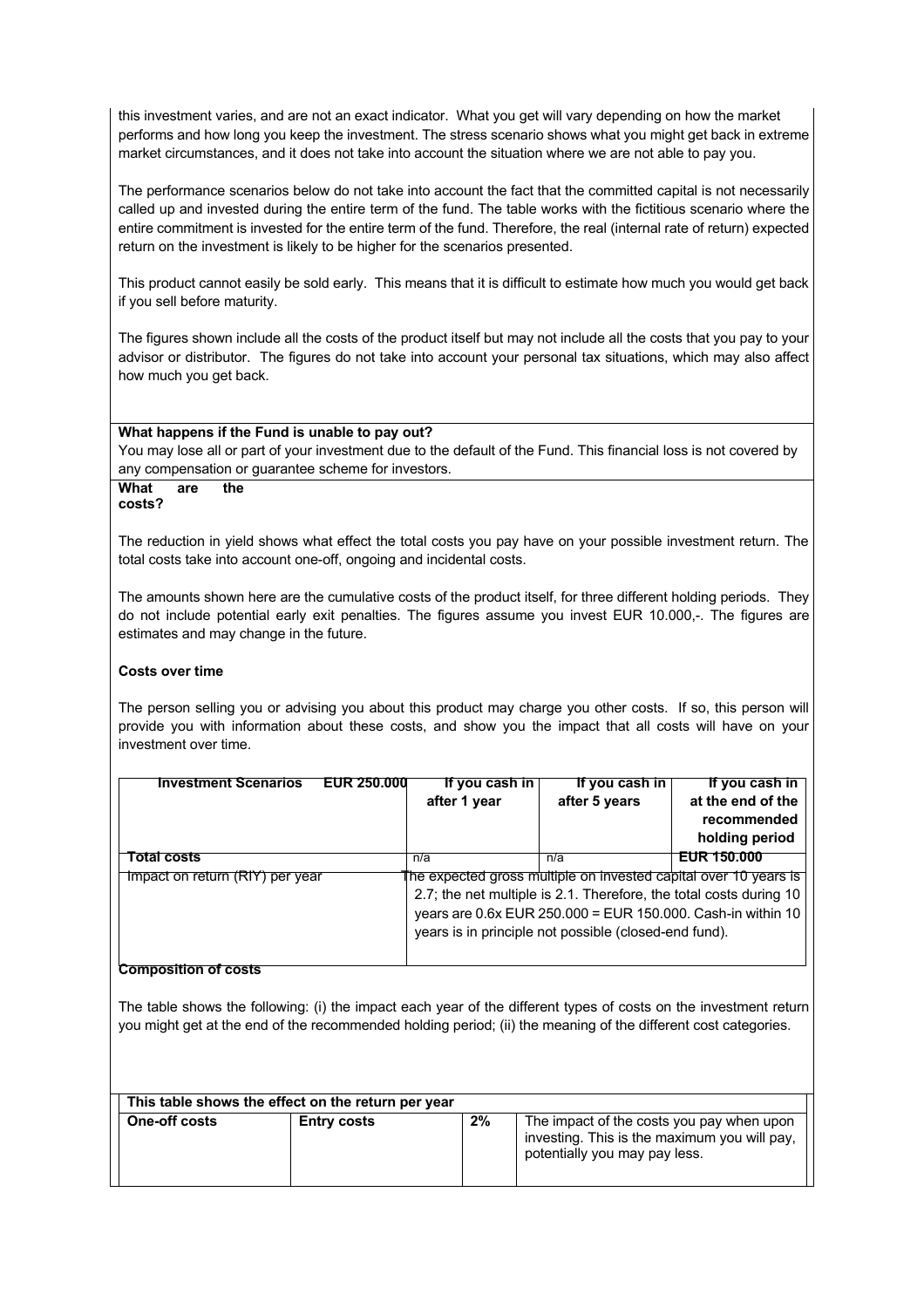this investment varies, and are not an exact indicator. What you get will vary depending on how the market performs and how long you keep the investment. The stress scenario shows what you might get back in extreme market circumstances, and it does not take into account the situation where we are not able to pay you.

The performance scenarios below do not take into account the fact that the committed capital is not necessarily called up and invested during the entire term of the fund. The table works with the fictitious scenario where the entire commitment is invested for the entire term of the fund. Therefore, the real (internal rate of return) expected return on the investment is likely to be higher for the scenarios presented.

This product cannot easily be sold early. This means that it is difficult to estimate how much you would get back if you sell before maturity.

The figures shown include all the costs of the product itself but may not include all the costs that you pay to your advisor or distributor. The figures do not take into account your personal tax situations, which may also affect how much you get back.

**What happens if the Fund is unable to pay out?**

You may lose all or part of your investment due to the default of the Fund. This financial loss is not covered by any compensation or guarantee scheme for investors.

**What are the costs?**

The reduction in yield shows what effect the total costs you pay have on your possible investment return. The total costs take into account one-off, ongoing and incidental costs.

The amounts shown here are the cumulative costs of the product itself, for three different holding periods. They do not include potential early exit penalties. The figures assume you invest EUR 10.000,-. The figures are estimates and may change in the future.

**Costs over time**

The person selling you or advising you about this product may charge you other costs. If so, this person will provide you with information about these costs, and show you the impact that all costs will have on your investment over time.

| Investment Scenarios EUR 250.000 | If you cash in after 1 year | If you cash in after 5 years | If you cash in at the end of the recommended holding period |
|---|---|---|---|
| Total costs | n/a | n/a | EUR 150.000 |
| Impact on return (RIY) per year | The expected gross multiple on invested capital over 10 years is 2.7; the net multiple is 2.1. Therefore, the total costs during 10 years are 0.6x EUR 250.000 = EUR 150.000. Cash-in within 10 years is in principle not possible (closed-end fund). | | |

**Composition of costs**

The table shows the following: (i) the impact each year of the different types of costs on the investment return you might get at the end of the recommended holding period; (ii) the meaning of the different cost categories.

| This table shows the effect on the return per year | | | |
|---|---|---|---|
| One-off costs | Entry costs | 2% | The impact of the costs you pay when upon investing. This is the maximum you will pay, potentially you may pay less. |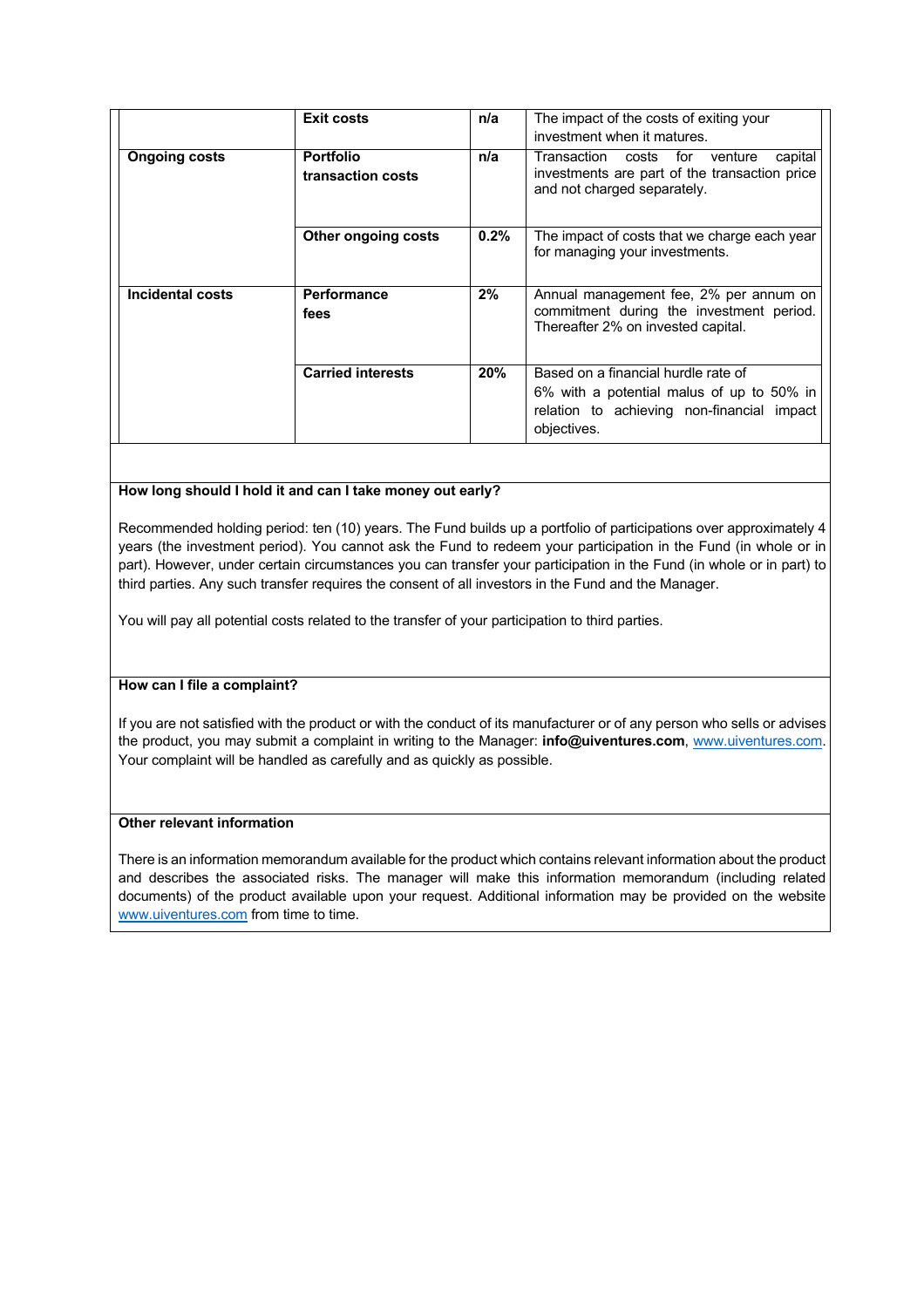| | | | |
|---|---|---|---|
| | **Exit costs** | **n/a** | The impact of the costs of exiting your investment when it matures. |
| **Ongoing costs** | **Portfolio transaction costs** | **n/a** | Transaction costs for venture capital investments are part of the transaction price and not charged separately. |
| | **Other ongoing costs** | **0.2%** | The impact of costs that we charge each year for managing your investments. |
| **Incidental costs** | **Performance fees** | **2%** | Annual management fee, 2% per annum on commitment during the investment period. Thereafter 2% on invested capital. |
| | **Carried interests** | **20%** | Based on a financial hurdle rate of 6% with a potential malus of up to 50% in relation to achieving non-financial impact objectives. |

**How long should I hold it and can I take money out early?**

Recommended holding period: ten (10) years. The Fund builds up a portfolio of participations over approximately 4 years (the investment period). You cannot ask the Fund to redeem your participation in the Fund (in whole or in part). However, under certain circumstances you can transfer your participation in the Fund (in whole or in part) to third parties. Any such transfer requires the consent of all investors in the Fund and the Manager.

You will pay all potential costs related to the transfer of your participation to third parties.

**How can I file a complaint?**

If you are not satisfied with the product or with the conduct of its manufacturer or of any person who sells or advises the product, you may submit a complaint in writing to the Manager: **info@uiventures.com**, www.uiventures.com. Your complaint will be handled as carefully and as quickly as possible.

**Other relevant information**

There is an information memorandum available for the product which contains relevant information about the product and describes the associated risks. The manager will make this information memorandum (including related documents) of the product available upon your request. Additional information may be provided on the website www.uiventures.com from time to time.